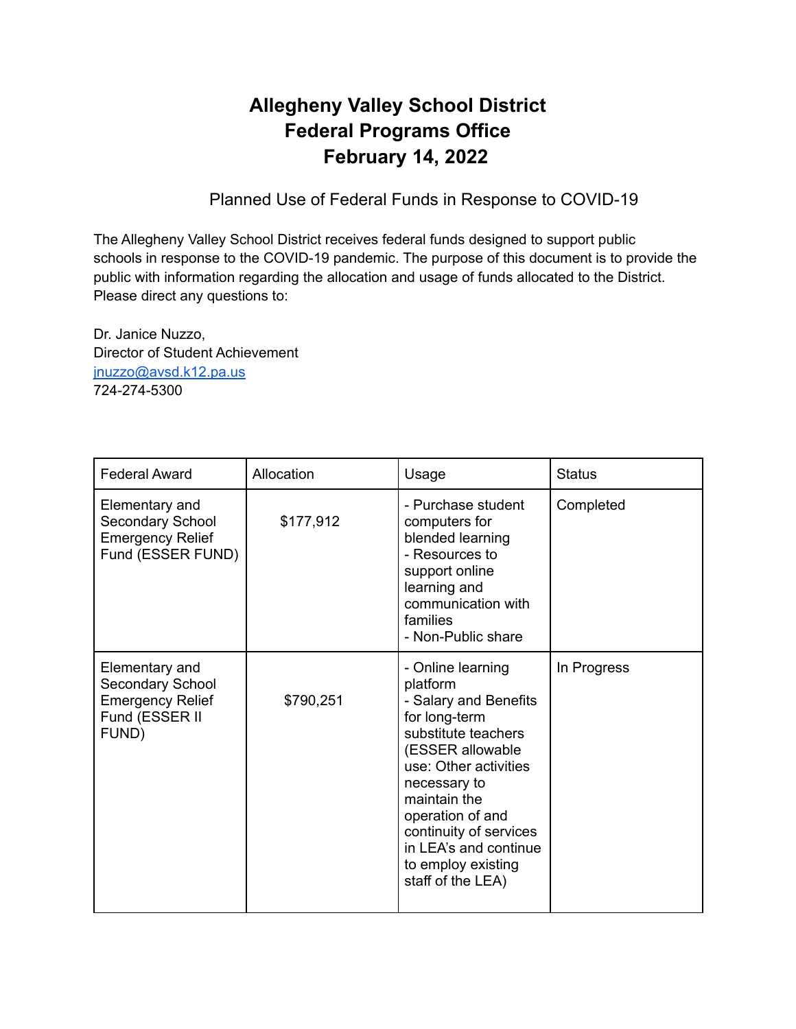# Allegheny Valley School District
# Federal Programs Office
# February 14, 2022

Planned Use of Federal Funds in Response to COVID-19

The Allegheny Valley School District receives federal funds designed to support public schools in response to the COVID-19 pandemic. The purpose of this document is to provide the public with information regarding the allocation and usage of funds allocated to the District. Please direct any questions to:

Dr. Janice Nuzzo,
Director of Student Achievement
[jnuzzo@avsd.k12.pa.us](mailto:jnuzzo@avsd.k12.pa.us)
724-274-5300

| Federal Award | Allocation | Usage | Status |
|---|---|---|---|
| Elementary and Secondary School Emergency Relief Fund (ESSER FUND) | $177,912 | - Purchase student computers for blended learning<br>- Resources to support online learning and communication with families<br>- Non-Public share | Completed |
| Elementary and Secondary School Emergency Relief Fund (ESSER II FUND) | $790,251 | - Online learning platform<br>- Salary and Benefits for long-term substitute teachers (ESSER allowable use: Other activities necessary to maintain the operation of and continuity of services in LEA's and continue to employ existing staff of the LEA) | In Progress |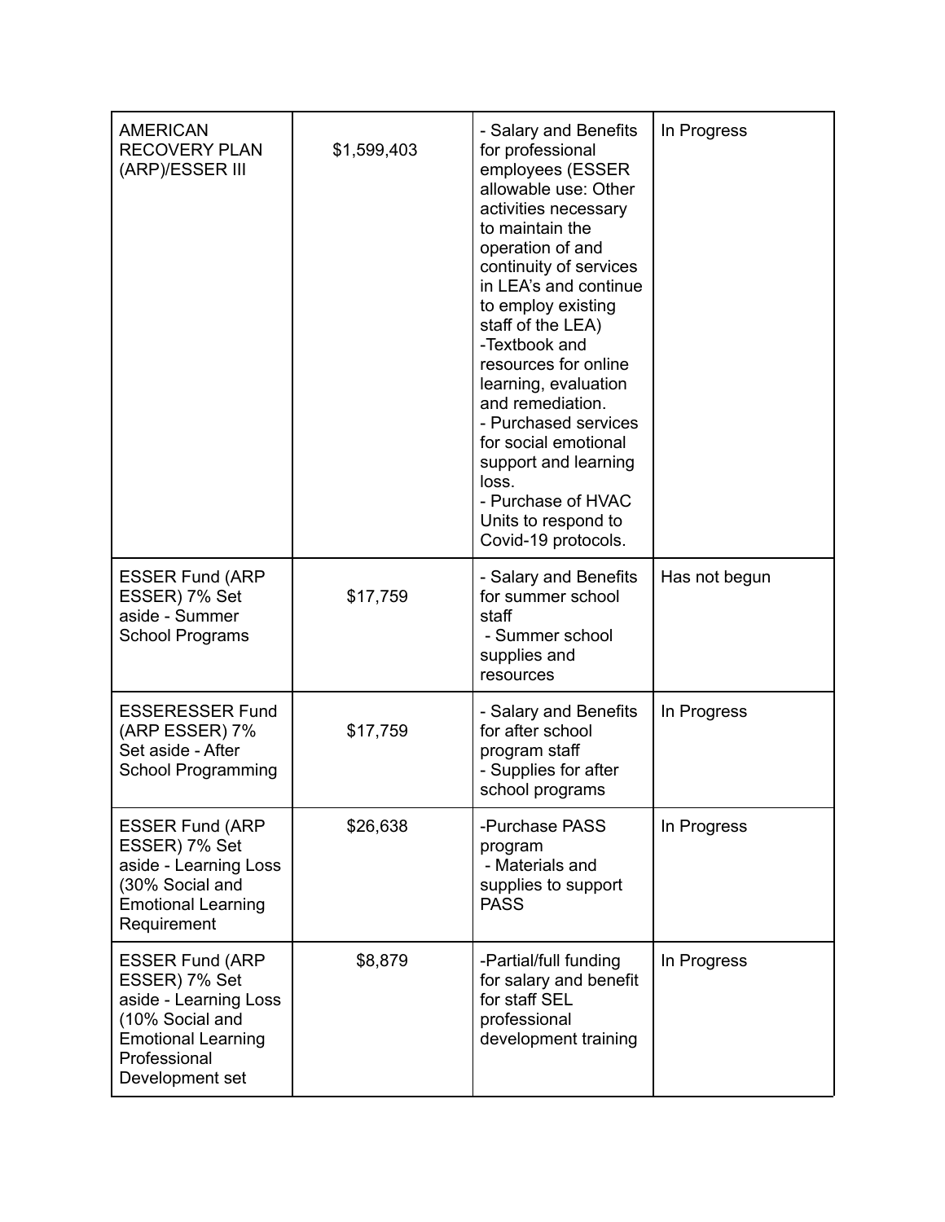| | | | |
|---|---|---|---|
| AMERICAN RECOVERY PLAN (ARP)/ESSER III | $1,599,403 | - Salary and Benefits for professional employees (ESSER allowable use: Other activities necessary to maintain the operation of and continuity of services in LEA's and continue to employ existing staff of the LEA)<br>-Textbook and resources for online learning, evaluation and remediation.<br>- Purchased services for social emotional support and learning loss.<br>- Purchase of HVAC Units to respond to Covid-19 protocols. | In Progress |
| ESSER Fund (ARP ESSER) 7% Set aside - Summer School Programs | $17,759 | - Salary and Benefits for summer school staff<br>- Summer school supplies and resources | Has not begun |
| ESSERESSER Fund (ARP ESSER) 7% Set aside - After School Programming | $17,759 | - Salary and Benefits for after school program staff<br>- Supplies for after school programs | In Progress |
| ESSER Fund (ARP ESSER) 7% Set aside - Learning Loss (30% Social and Emotional Learning Requirement | $26,638 | -Purchase PASS program<br>- Materials and supplies to support PASS | In Progress |
| ESSER Fund (ARP ESSER) 7% Set aside - Learning Loss (10% Social and Emotional Learning Professional Development set | $8,879 | -Partial/full funding for salary and benefit for staff SEL professional development training | In Progress |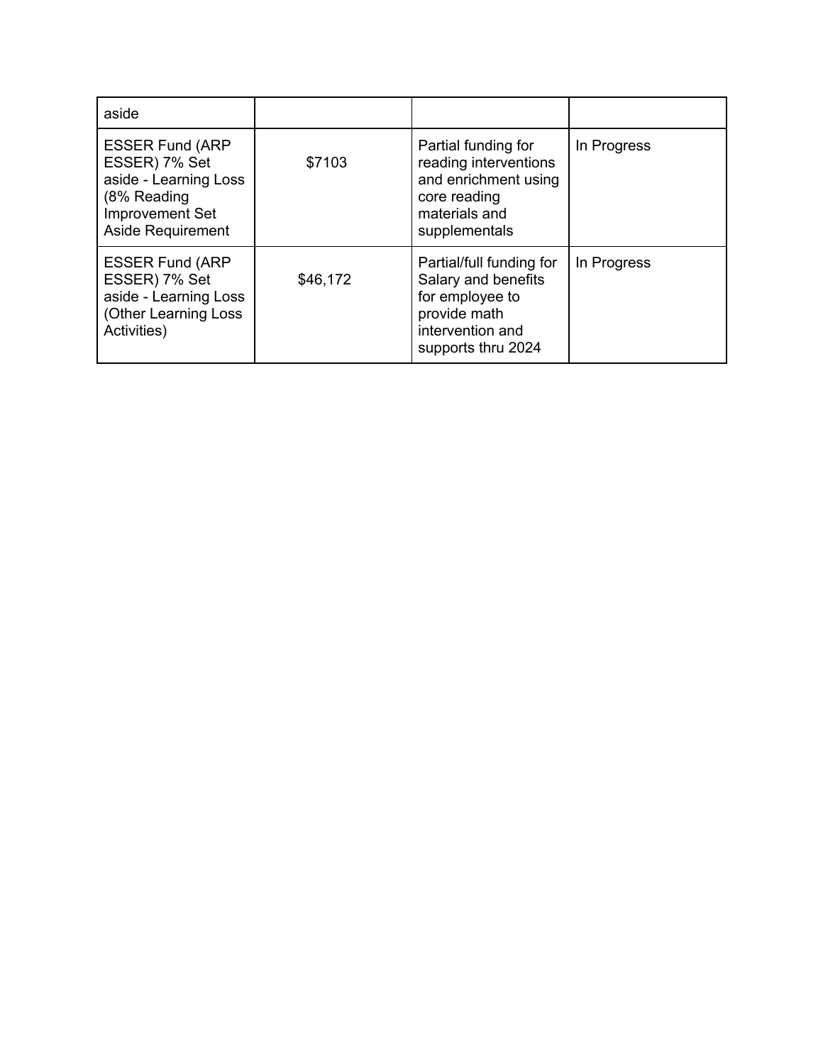| | | | |
|---|---|---|---|
| aside | | | |
| ESSER Fund (ARP ESSER) 7% Set aside - Learning Loss (8% Reading Improvement Set Aside Requirement | $7103 | Partial funding for reading interventions and enrichment using core reading materials and supplementals | In Progress |
| ESSER Fund (ARP ESSER) 7% Set aside - Learning Loss (Other Learning Loss Activities) | $46,172 | Partial/full funding for Salary and benefits for employee to provide math intervention and supports thru 2024 | In Progress |